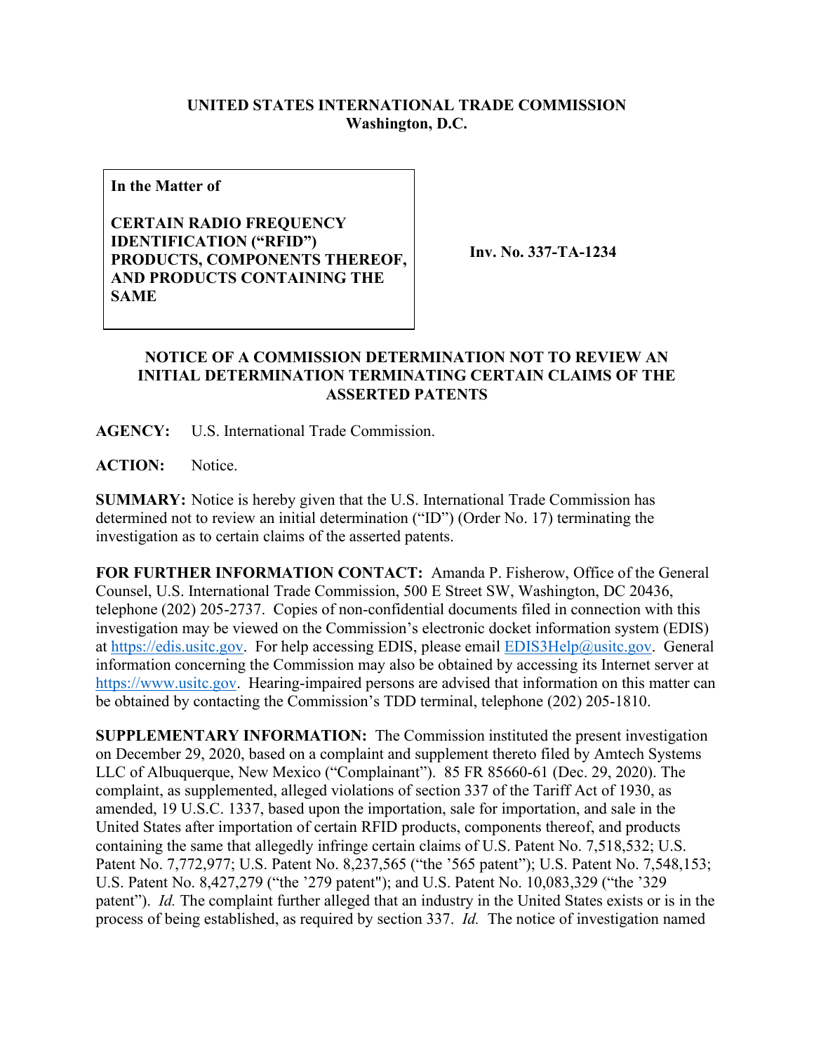**UNITED STATES INTERNATIONAL TRADE COMMISSION**
**Washington, D.C.**

| In the Matter of<br><br>**CERTAIN RADIO FREQUENCY IDENTIFICATION ("RFID") PRODUCTS, COMPONENTS THEREOF, AND PRODUCTS CONTAINING THE SAME** | **Inv. No. 337-TA-1234** |
|---|---|

## NOTICE OF A COMMISSION DETERMINATION NOT TO REVIEW AN INITIAL DETERMINATION TERMINATING CERTAIN CLAIMS OF THE ASSERTED PATENTS

**AGENCY:** U.S. International Trade Commission.

**ACTION:** Notice.

**SUMMARY:** Notice is hereby given that the U.S. International Trade Commission has determined not to review an initial determination ("ID") (Order No. 17) terminating the investigation as to certain claims of the asserted patents.

**FOR FURTHER INFORMATION CONTACT:** Amanda P. Fisherow, Office of the General Counsel, U.S. International Trade Commission, 500 E Street SW, Washington, DC 20436, telephone (202) 205-2737. Copies of non-confidential documents filed in connection with this investigation may be viewed on the Commission's electronic docket information system (EDIS) at https://edis.usitc.gov. For help accessing EDIS, please email EDIS3Help@usitc.gov. General information concerning the Commission may also be obtained by accessing its Internet server at https://www.usitc.gov. Hearing-impaired persons are advised that information on this matter can be obtained by contacting the Commission's TDD terminal, telephone (202) 205-1810.

**SUPPLEMENTARY INFORMATION:** The Commission instituted the present investigation on December 29, 2020, based on a complaint and supplement thereto filed by Amtech Systems LLC of Albuquerque, New Mexico ("Complainant"). 85 FR 85660-61 (Dec. 29, 2020). The complaint, as supplemented, alleged violations of section 337 of the Tariff Act of 1930, as amended, 19 U.S.C. 1337, based upon the importation, sale for importation, and sale in the United States after importation of certain RFID products, components thereof, and products containing the same that allegedly infringe certain claims of U.S. Patent No. 7,518,532; U.S. Patent No. 7,772,977; U.S. Patent No. 8,237,565 ("the '565 patent"); U.S. Patent No. 7,548,153; U.S. Patent No. 8,427,279 ("the '279 patent"); and U.S. Patent No. 10,083,329 ("the '329 patent"). *Id.* The complaint further alleged that an industry in the United States exists or is in the process of being established, as required by section 337. *Id.* The notice of investigation named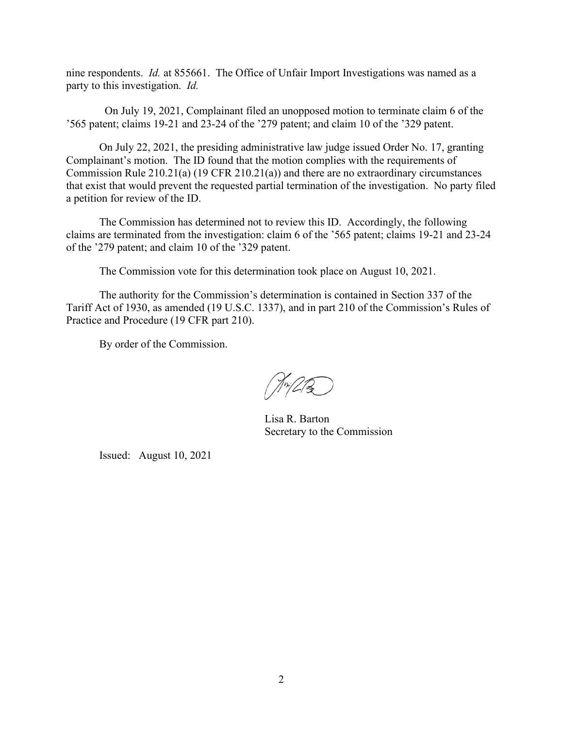nine respondents. *Id.* at 855661. The Office of Unfair Import Investigations was named as a party to this investigation. *Id.*

On July 19, 2021, Complainant filed an unopposed motion to terminate claim 6 of the '565 patent; claims 19-21 and 23-24 of the '279 patent; and claim 10 of the '329 patent.

On July 22, 2021, the presiding administrative law judge issued Order No. 17, granting Complainant's motion. The ID found that the motion complies with the requirements of Commission Rule 210.21(a) (19 CFR 210.21(a)) and there are no extraordinary circumstances that exist that would prevent the requested partial termination of the investigation. No party filed a petition for review of the ID.

The Commission has determined not to review this ID. Accordingly, the following claims are terminated from the investigation: claim 6 of the '565 patent; claims 19-21 and 23-24 of the '279 patent; and claim 10 of the '329 patent.

The Commission vote for this determination took place on August 10, 2021.

The authority for the Commission's determination is contained in Section 337 of the Tariff Act of 1930, as amended (19 U.S.C. 1337), and in part 210 of the Commission's Rules of Practice and Procedure (19 CFR part 210).

By order of the Commission.

Lisa R. Barton
Secretary to the Commission

Issued: August 10, 2021